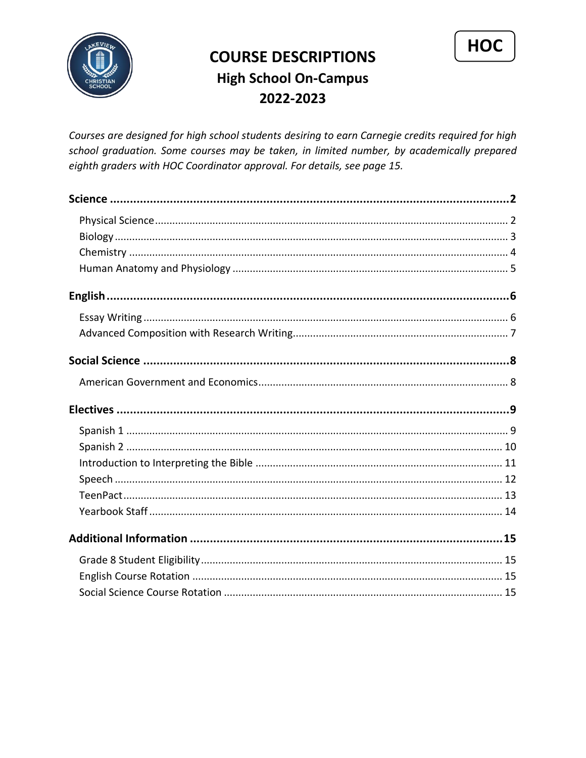# COURSE DESCRIPTIONS

## High School On-Campus

## 2022-2023

**HOC**

*Courses are designed for high school students desiring to earn Carnegie credits required for high school graduation. Some courses may be taken, in limited number, by academically prepared eighth graders with HOC Coordinator approval. For details, see page 15.*

**Science** .......... **2**

- Physical Science .......... 2
- Biology .......... 3
- Chemistry .......... 4
- Human Anatomy and Physiology .......... 5

**English** .......... **6**

- Essay Writing .......... 6
- Advanced Composition with Research Writing .......... 7

**Social Science** .......... **8**

- American Government and Economics .......... 8

**Electives** .......... **9**

- Spanish 1 .......... 9
- Spanish 2 .......... 10
- Introduction to Interpreting the Bible .......... 11
- Speech .......... 12
- TeenPact .......... 13
- Yearbook Staff .......... 14

**Additional Information** .......... **15**

- Grade 8 Student Eligibility .......... 15
- English Course Rotation .......... 15
- Social Science Course Rotation .......... 15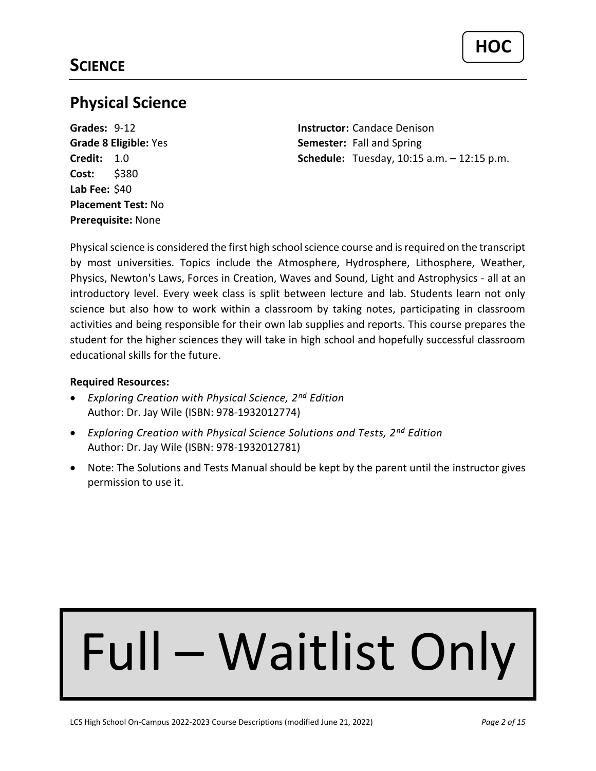**HOC**

# SCIENCE

## Physical Science

**Grades:** 9-12
**Grade 8 Eligible:** Yes
**Credit:** 1.0
**Cost:** $380
**Lab Fee:** $40
**Placement Test:** No
**Prerequisite:** None

**Instructor:** Candace Denison
**Semester:** Fall and Spring
**Schedule:** Tuesday, 10:15 a.m. – 12:15 p.m.

Physical science is considered the first high school science course and is required on the transcript by most universities. Topics include the Atmosphere, Hydrosphere, Lithosphere, Weather, Physics, Newton's Laws, Forces in Creation, Waves and Sound, Light and Astrophysics - all at an introductory level. Every week class is split between lecture and lab. Students learn not only science but also how to work within a classroom by taking notes, participating in classroom activities and being responsible for their own lab supplies and reports. This course prepares the student for the higher sciences they will take in high school and hopefully successful classroom educational skills for the future.

**Required Resources:**

- *Exploring Creation with Physical Science, 2nd Edition*
  Author: Dr. Jay Wile (ISBN: 978-1932012774)
- *Exploring Creation with Physical Science Solutions and Tests, 2nd Edition*
  Author: Dr. Jay Wile (ISBN: 978-1932012781)
- Note: The Solutions and Tests Manual should be kept by the parent until the instructor gives permission to use it.

**Full – Waitlist Only**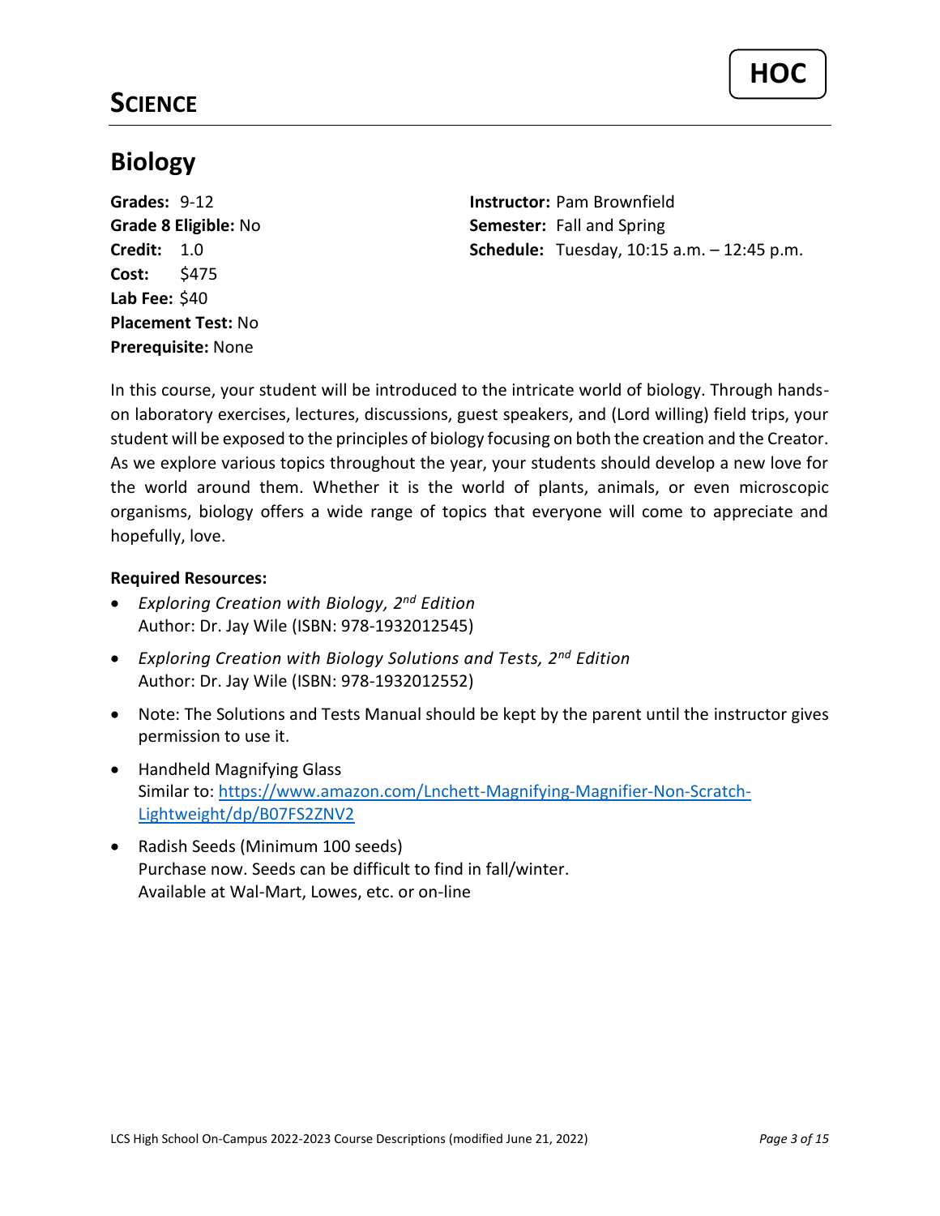# SCIENCE

HOC

## Biology

**Grades:** 9-12
**Grade 8 Eligible:** No
**Credit:** 1.0
**Cost:** $475
**Lab Fee:** $40
**Placement Test:** No
**Prerequisite:** None

**Instructor:** Pam Brownfield
**Semester:** Fall and Spring
**Schedule:** Tuesday, 10:15 a.m. – 12:45 p.m.

In this course, your student will be introduced to the intricate world of biology. Through hands-on laboratory exercises, lectures, discussions, guest speakers, and (Lord willing) field trips, your student will be exposed to the principles of biology focusing on both the creation and the Creator. As we explore various topics throughout the year, your students should develop a new love for the world around them. Whether it is the world of plants, animals, or even microscopic organisms, biology offers a wide range of topics that everyone will come to appreciate and hopefully, love.

**Required Resources:**

- *Exploring Creation with Biology, 2nd Edition*
  Author: Dr. Jay Wile (ISBN: 978-1932012545)
- *Exploring Creation with Biology Solutions and Tests, 2nd Edition*
  Author: Dr. Jay Wile (ISBN: 978-1932012552)
- Note: The Solutions and Tests Manual should be kept by the parent until the instructor gives permission to use it.
- Handheld Magnifying Glass
  Similar to: https://www.amazon.com/Lnchett-Magnifying-Magnifier-Non-Scratch-Lightweight/dp/B07FS2ZNV2
- Radish Seeds (Minimum 100 seeds)
  Purchase now. Seeds can be difficult to find in fall/winter.
  Available at Wal-Mart, Lowes, etc. or on-line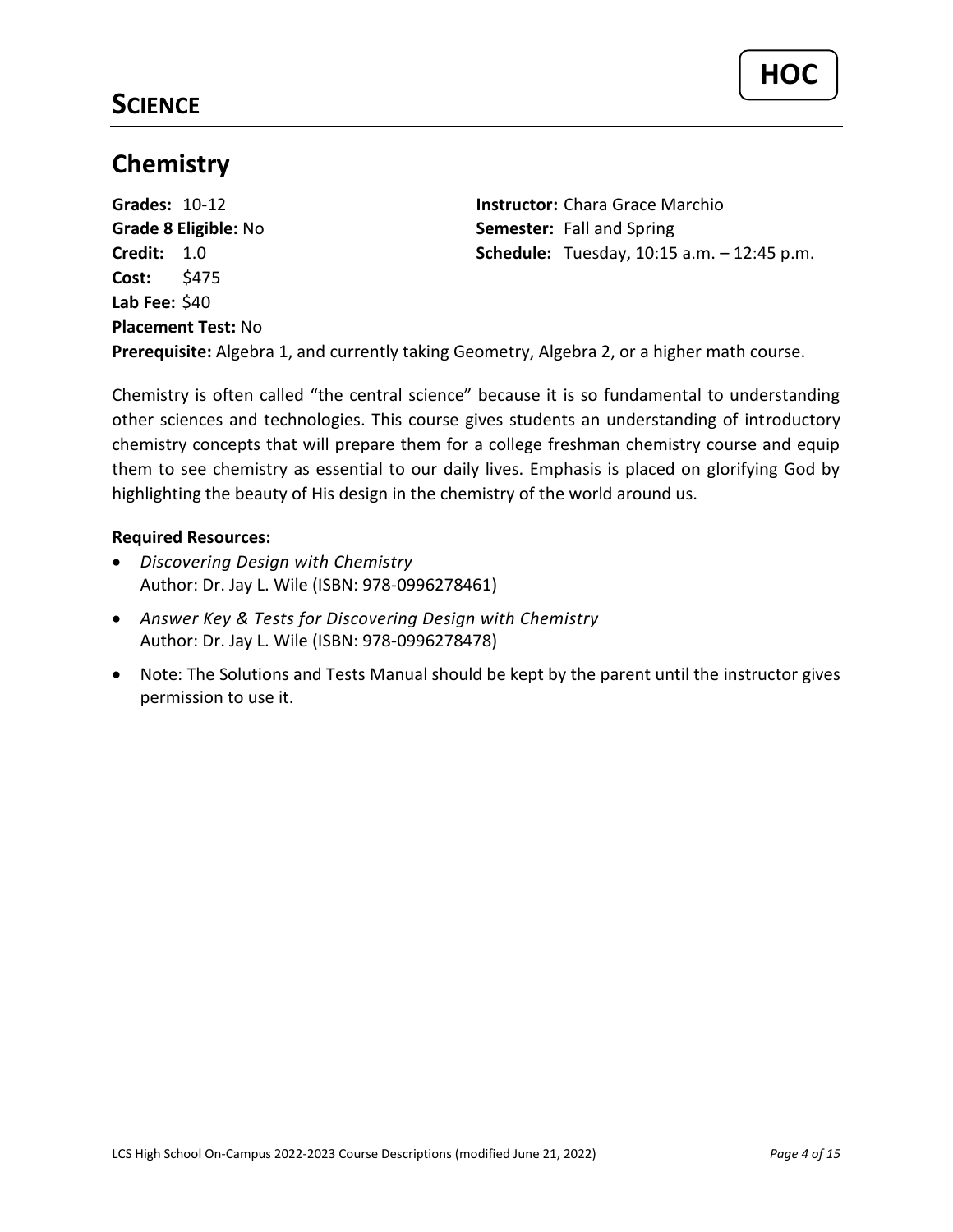# SCIENCE

**HOC**

## Chemistry

**Grades:** 10-12
**Grade 8 Eligible:** No
**Credit:** 1.0
**Cost:** $475
**Lab Fee:** $40
**Placement Test:** No
**Instructor:** Chara Grace Marchio
**Semester:** Fall and Spring
**Schedule:** Tuesday, 10:15 a.m. – 12:45 p.m.
**Prerequisite:** Algebra 1, and currently taking Geometry, Algebra 2, or a higher math course.

Chemistry is often called "the central science" because it is so fundamental to understanding other sciences and technologies. This course gives students an understanding of introductory chemistry concepts that will prepare them for a college freshman chemistry course and equip them to see chemistry as essential to our daily lives. Emphasis is placed on glorifying God by highlighting the beauty of His design in the chemistry of the world around us.

**Required Resources:**

- *Discovering Design with Chemistry*
  Author: Dr. Jay L. Wile (ISBN: 978-0996278461)
- *Answer Key & Tests for Discovering Design with Chemistry*
  Author: Dr. Jay L. Wile (ISBN: 978-0996278478)
- Note: The Solutions and Tests Manual should be kept by the parent until the instructor gives permission to use it.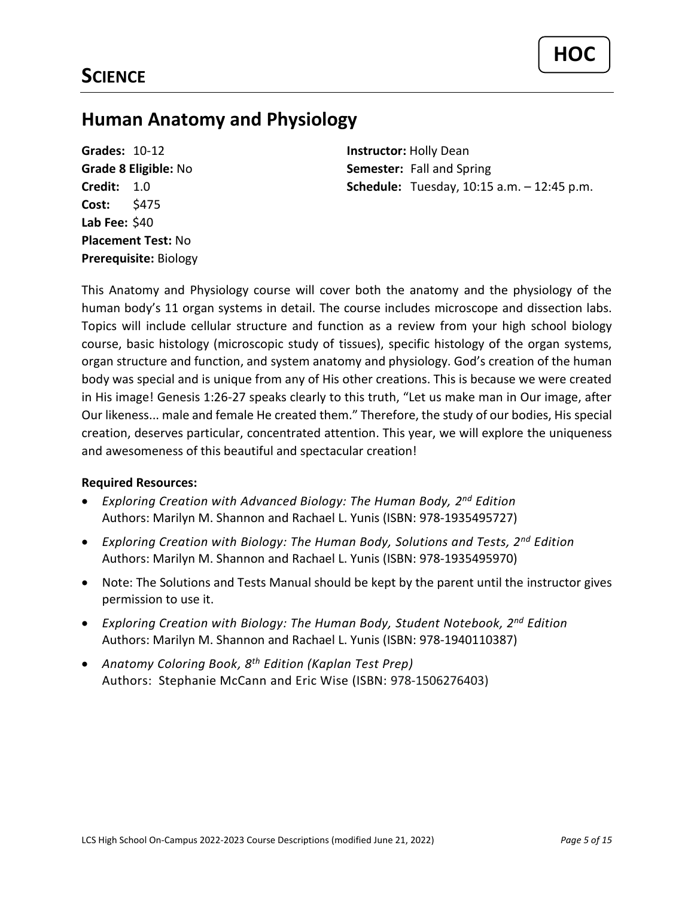# SCIENCE

HOC

## Human Anatomy and Physiology

**Grades:** 10-12
**Grade 8 Eligible:** No
**Credit:** 1.0
**Cost:** $475
**Lab Fee:** $40
**Placement Test:** No
**Prerequisite:** Biology

**Instructor:** Holly Dean
**Semester:** Fall and Spring
**Schedule:** Tuesday, 10:15 a.m. – 12:45 p.m.

This Anatomy and Physiology course will cover both the anatomy and the physiology of the human body's 11 organ systems in detail. The course includes microscope and dissection labs. Topics will include cellular structure and function as a review from your high school biology course, basic histology (microscopic study of tissues), specific histology of the organ systems, organ structure and function, and system anatomy and physiology. God's creation of the human body was special and is unique from any of His other creations. This is because we were created in His image! Genesis 1:26-27 speaks clearly to this truth, "Let us make man in Our image, after Our likeness... male and female He created them." Therefore, the study of our bodies, His special creation, deserves particular, concentrated attention. This year, we will explore the uniqueness and awesomeness of this beautiful and spectacular creation!

**Required Resources:**

- *Exploring Creation with Advanced Biology: The Human Body, 2nd Edition*
  Authors: Marilyn M. Shannon and Rachael L. Yunis (ISBN: 978-1935495727)
- *Exploring Creation with Biology: The Human Body, Solutions and Tests, 2nd Edition*
  Authors: Marilyn M. Shannon and Rachael L. Yunis (ISBN: 978-1935495970)
- Note: The Solutions and Tests Manual should be kept by the parent until the instructor gives permission to use it.
- *Exploring Creation with Biology: The Human Body, Student Notebook, 2nd Edition*
  Authors: Marilyn M. Shannon and Rachael L. Yunis (ISBN: 978-1940110387)
- *Anatomy Coloring Book, 8th Edition (Kaplan Test Prep)*
  Authors: Stephanie McCann and Eric Wise (ISBN: 978-1506276403)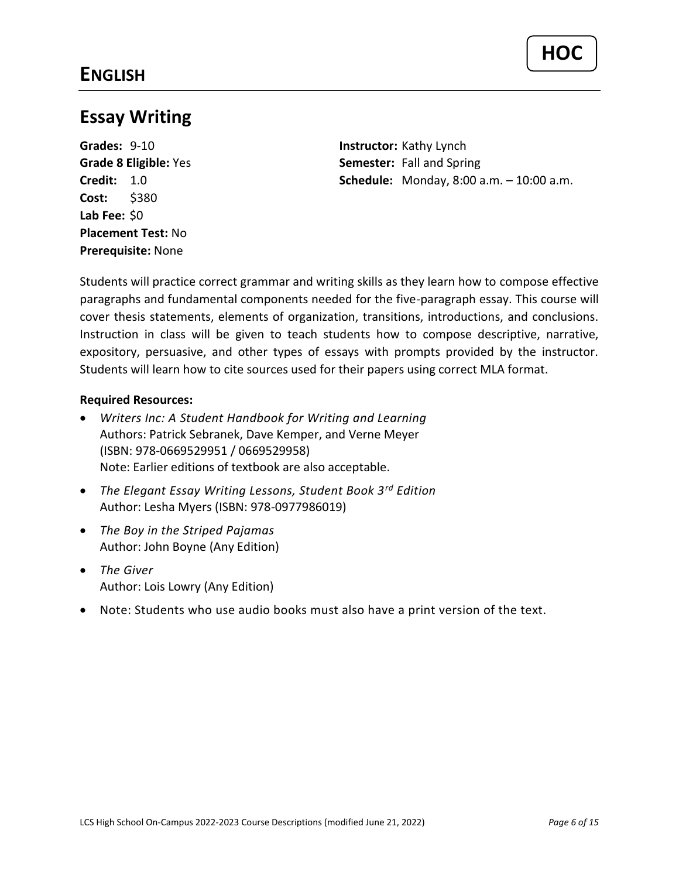# ENGLISH

HOC

## Essay Writing

**Grades:** 9-10
**Grade 8 Eligible:** Yes
**Credit:** 1.0
**Cost:** $380
**Lab Fee:** $0
**Placement Test:** No
**Prerequisite:** None

**Instructor:** Kathy Lynch
**Semester:** Fall and Spring
**Schedule:** Monday, 8:00 a.m. – 10:00 a.m.

Students will practice correct grammar and writing skills as they learn how to compose effective paragraphs and fundamental components needed for the five-paragraph essay. This course will cover thesis statements, elements of organization, transitions, introductions, and conclusions. Instruction in class will be given to teach students how to compose descriptive, narrative, expository, persuasive, and other types of essays with prompts provided by the instructor. Students will learn how to cite sources used for their papers using correct MLA format.

**Required Resources:**

- *Writers Inc: A Student Handbook for Writing and Learning*
  Authors: Patrick Sebranek, Dave Kemper, and Verne Meyer
  (ISBN: 978-0669529951 / 0669529958)
  Note: Earlier editions of textbook are also acceptable.
- *The Elegant Essay Writing Lessons, Student Book 3rd Edition*
  Author: Lesha Myers (ISBN: 978-0977986019)
- *The Boy in the Striped Pajamas*
  Author: John Boyne (Any Edition)
- *The Giver*
  Author: Lois Lowry (Any Edition)
- Note: Students who use audio books must also have a print version of the text.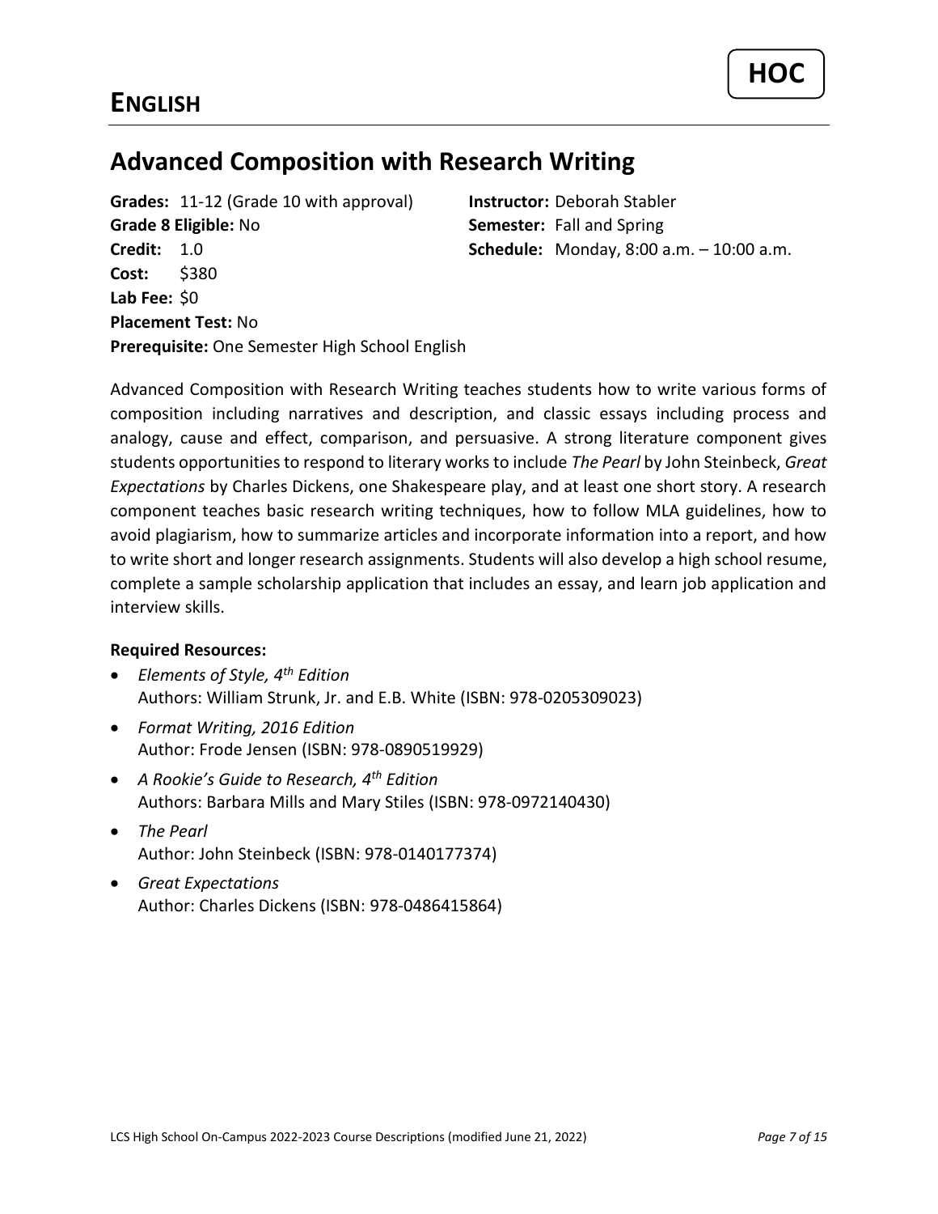# ENGLISH

**HOC**

## Advanced Composition with Research Writing

**Grades:** 11-12 (Grade 10 with approval)
**Grade 8 Eligible:** No
**Credit:** 1.0
**Cost:** $380
**Lab Fee:** $0
**Placement Test:** No
**Prerequisite:** One Semester High School English

**Instructor:** Deborah Stabler
**Semester:** Fall and Spring
**Schedule:** Monday, 8:00 a.m. – 10:00 a.m.

Advanced Composition with Research Writing teaches students how to write various forms of composition including narratives and description, and classic essays including process and analogy, cause and effect, comparison, and persuasive. A strong literature component gives students opportunities to respond to literary works to include *The Pearl* by John Steinbeck, *Great Expectations* by Charles Dickens, one Shakespeare play, and at least one short story. A research component teaches basic research writing techniques, how to follow MLA guidelines, how to avoid plagiarism, how to summarize articles and incorporate information into a report, and how to write short and longer research assignments. Students will also develop a high school resume, complete a sample scholarship application that includes an essay, and learn job application and interview skills.

**Required Resources:**

- *Elements of Style, 4th Edition*
  Authors: William Strunk, Jr. and E.B. White (ISBN: 978-0205309023)
- *Format Writing, 2016 Edition*
  Author: Frode Jensen (ISBN: 978-0890519929)
- *A Rookie's Guide to Research, 4th Edition*
  Authors: Barbara Mills and Mary Stiles (ISBN: 978-0972140430)
- *The Pearl*
  Author: John Steinbeck (ISBN: 978-0140177374)
- *Great Expectations*
  Author: Charles Dickens (ISBN: 978-0486415864)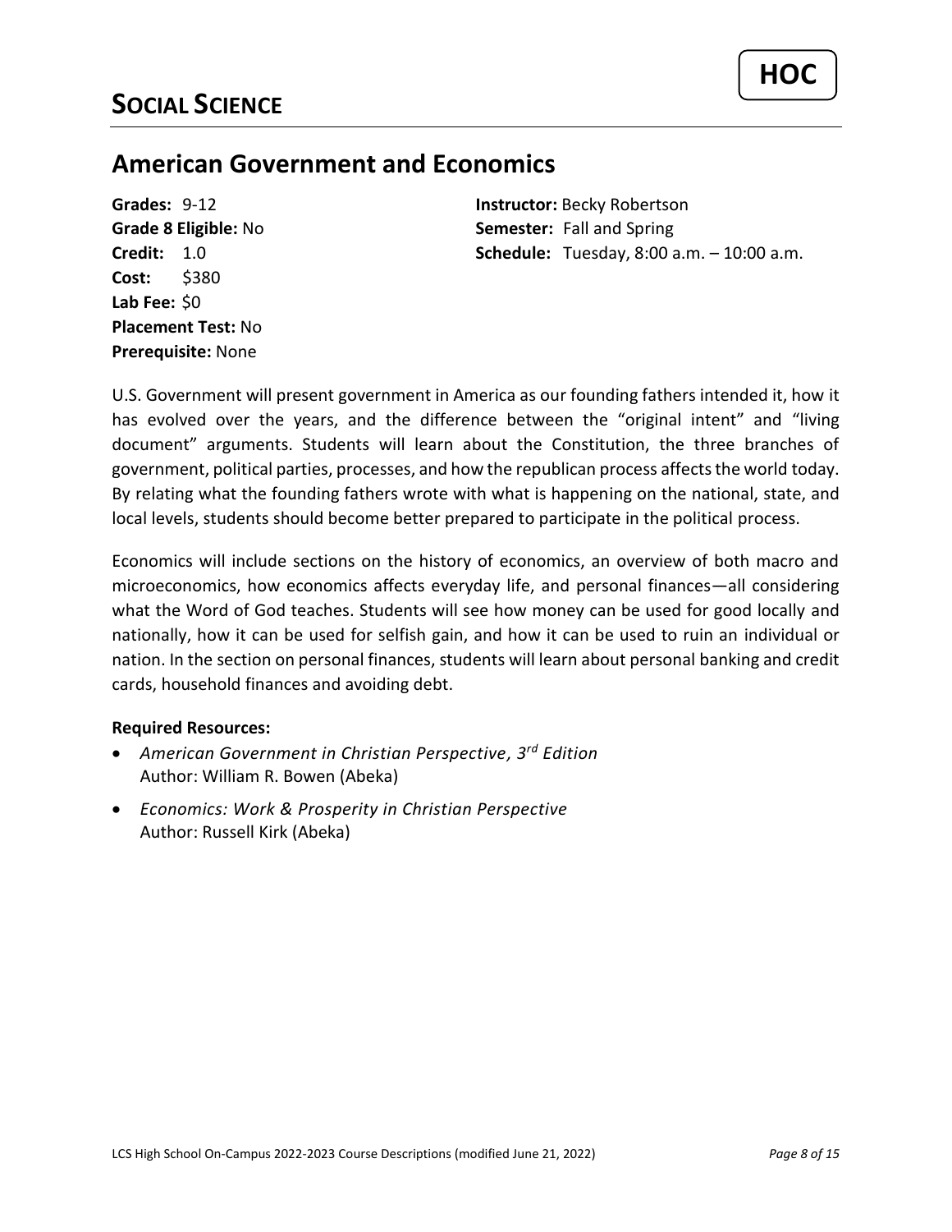HOC

# SOCIAL SCIENCE

## American Government and Economics

**Grades:** 9-12
**Grade 8 Eligible:** No
**Credit:** 1.0
**Cost:** $380
**Lab Fee:** $0
**Placement Test:** No
**Prerequisite:** None

**Instructor:** Becky Robertson
**Semester:** Fall and Spring
**Schedule:** Tuesday, 8:00 a.m. – 10:00 a.m.

U.S. Government will present government in America as our founding fathers intended it, how it has evolved over the years, and the difference between the "original intent" and "living document" arguments. Students will learn about the Constitution, the three branches of government, political parties, processes, and how the republican process affects the world today. By relating what the founding fathers wrote with what is happening on the national, state, and local levels, students should become better prepared to participate in the political process.

Economics will include sections on the history of economics, an overview of both macro and microeconomics, how economics affects everyday life, and personal finances—all considering what the Word of God teaches. Students will see how money can be used for good locally and nationally, how it can be used for selfish gain, and how it can be used to ruin an individual or nation. In the section on personal finances, students will learn about personal banking and credit cards, household finances and avoiding debt.

**Required Resources:**

- *American Government in Christian Perspective, 3rd Edition*
  Author: William R. Bowen (Abeka)
- *Economics: Work & Prosperity in Christian Perspective*
  Author: Russell Kirk (Abeka)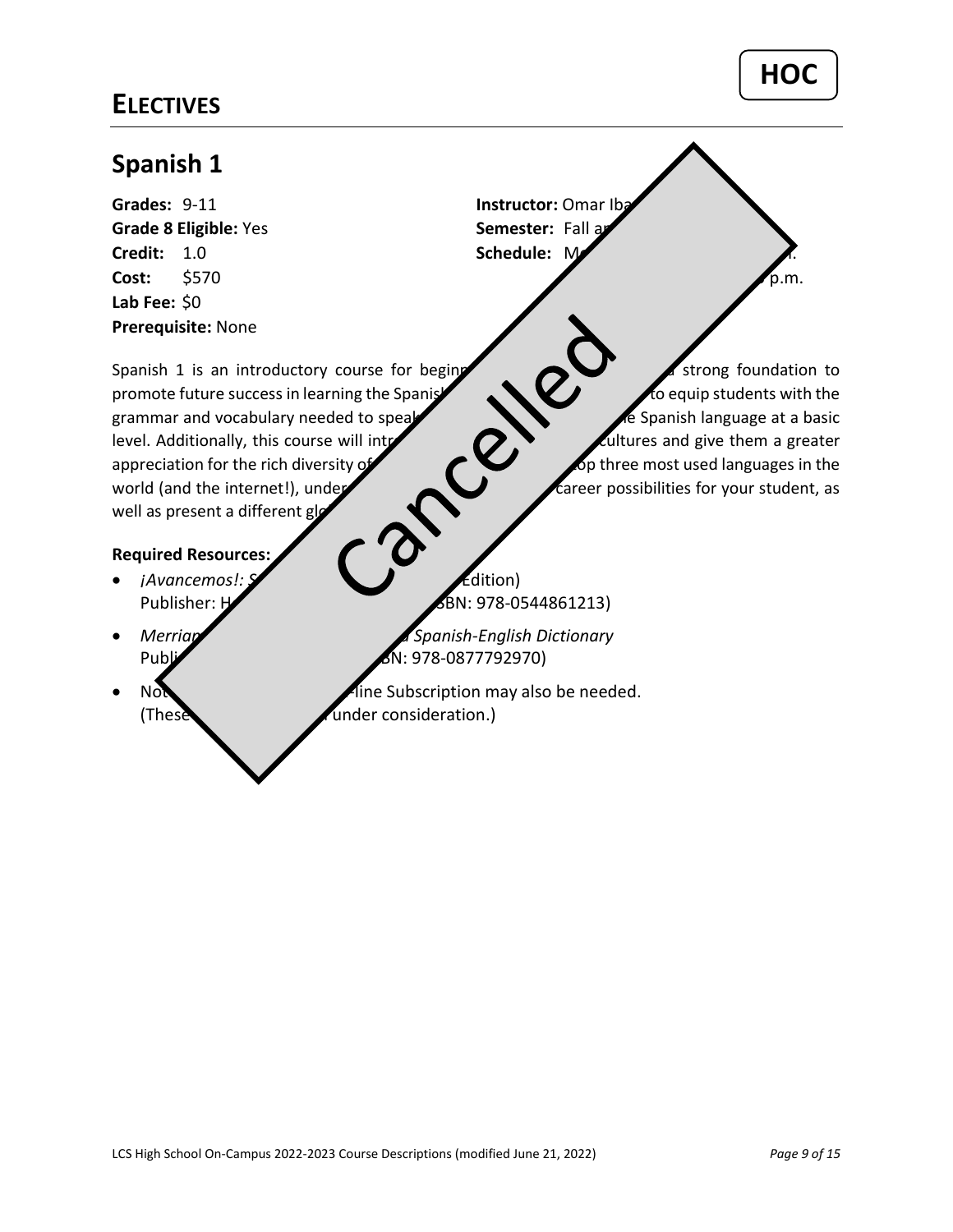## ELECTIVES

**HOC**

# Spanish 1

**Grades:** 9-11
**Grade 8 Eligible:** Yes
**Credit:** 1.0
**Cost:** $570
**Lab Fee:** $0
**Prerequisite:** None

**Instructor:** Omar Iba
**Semester:** Fall a
**Schedule:** M

p.m.

Cancelled

Spanish 1 is an introductory course for beginn strong foundation to promote future success in learning the Spanis to equip students with the grammar and vocabulary needed to speak e Spanish language at a basic level. Additionally, this course will intr cultures and give them a greater appreciation for the rich diversity of op three most used languages in the world (and the internet!), under career possibilities for your student, as well as present a different gl

**Required Resources:**

- *¡Avancemos!: S* Edition) Publisher: H SBN: 978-0544861213)
- *Merrian a Spanish-English Dictionary* Publi BN: 978-0877792970)
- No -line Subscription may also be needed. (These under consideration.)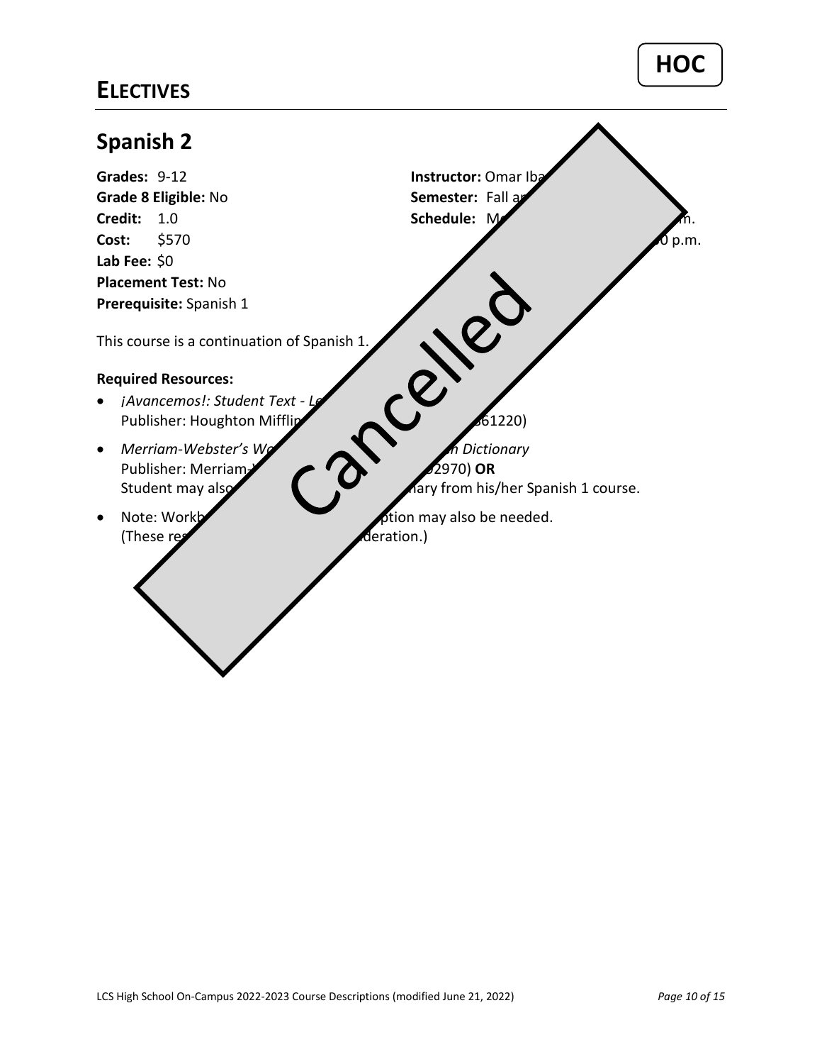# Electives

HOC

## Spanish 2

**Grades:** 9-12
**Grade 8 Eligible:** No
**Credit:** 1.0
**Cost:** $570
**Lab Fee:** $0
**Placement Test:** No
**Prerequisite:** Spanish 1

**Instructor:** Omar Iba
**Semester:** Fall a
**Schedule:** M m.
0 p.m.

Cancelled

This course is a continuation of Spanish 1.

**Required Resources:**

- *¡Avancemos!: Student Text - Le*
  Publisher: Houghton Mifflin 61220)
- *Merriam-Webster's W n Dictionary*
  Publisher: Merriam- 2970) **OR**
  Student may also nary from his/her Spanish 1 course.
- Note: Workb ption may also be needed.
  (These re deration.)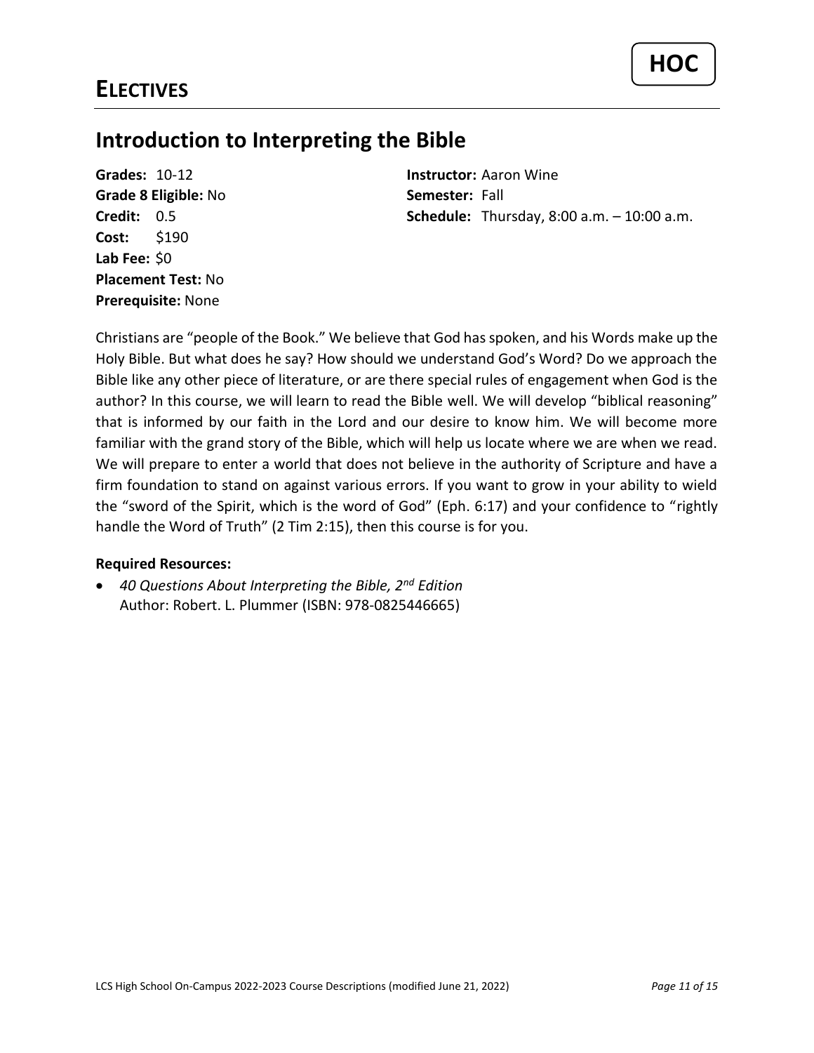# Electives

**HOC**

## Introduction to Interpreting the Bible

**Grades:** 10-12
**Grade 8 Eligible:** No
**Credit:** 0.5
**Cost:** $190
**Lab Fee:** $0
**Placement Test:** No
**Prerequisite:** None

**Instructor:** Aaron Wine
**Semester:** Fall
**Schedule:** Thursday, 8:00 a.m. – 10:00 a.m.

Christians are "people of the Book." We believe that God has spoken, and his Words make up the Holy Bible. But what does he say? How should we understand God's Word? Do we approach the Bible like any other piece of literature, or are there special rules of engagement when God is the author? In this course, we will learn to read the Bible well. We will develop "biblical reasoning" that is informed by our faith in the Lord and our desire to know him. We will become more familiar with the grand story of the Bible, which will help us locate where we are when we read. We will prepare to enter a world that does not believe in the authority of Scripture and have a firm foundation to stand on against various errors. If you want to grow in your ability to wield the "sword of the Spirit, which is the word of God" (Eph. 6:17) and your confidence to "rightly handle the Word of Truth" (2 Tim 2:15), then this course is for you.

**Required Resources:**

- *40 Questions About Interpreting the Bible, 2nd Edition*
  Author: Robert. L. Plummer (ISBN: 978-0825446665)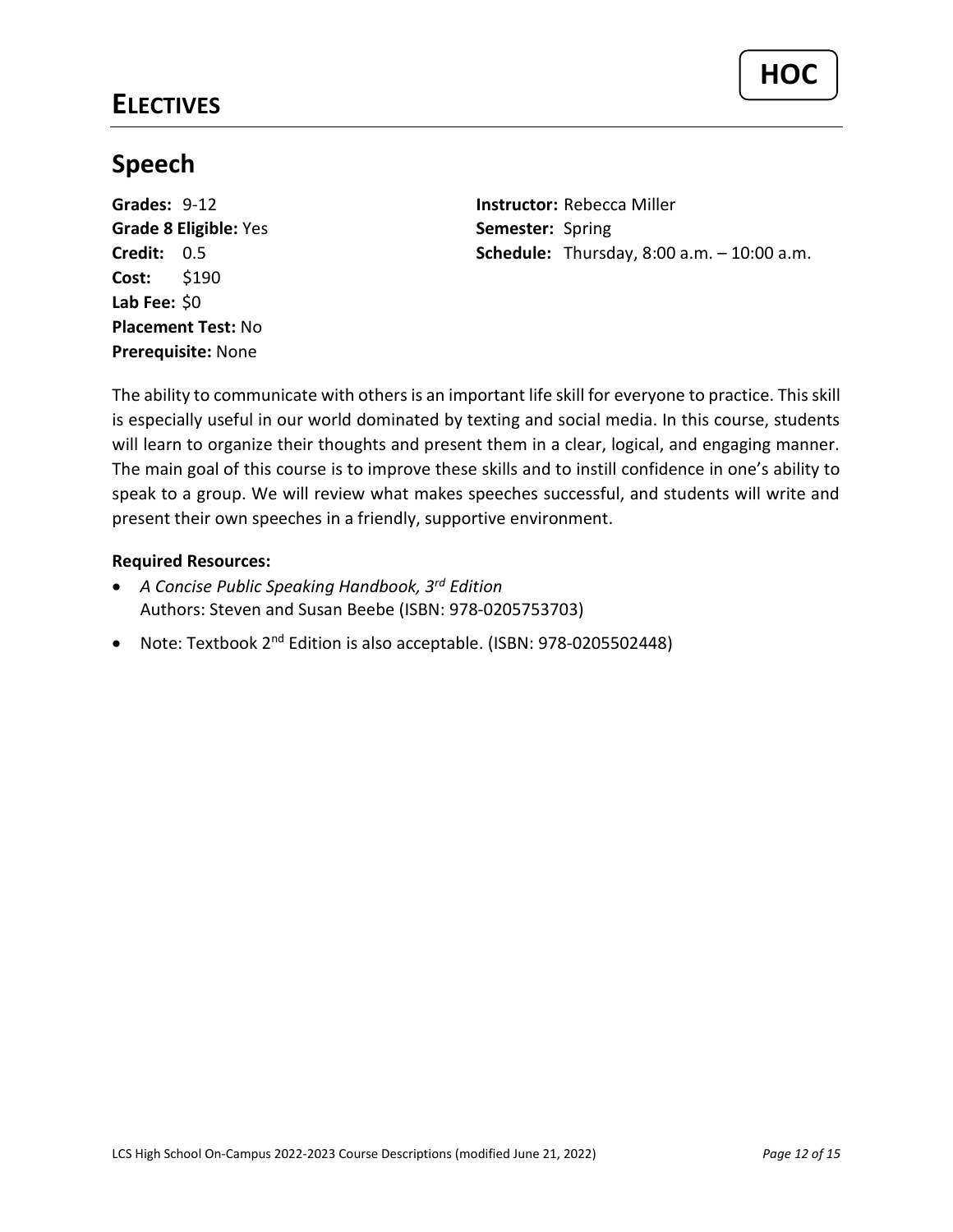# ELECTIVES

**HOC**

## Speech

**Grades:** 9-12
**Grade 8 Eligible:** Yes
**Credit:** 0.5
**Cost:** $190
**Lab Fee:** $0
**Placement Test:** No
**Prerequisite:** None

**Instructor:** Rebecca Miller
**Semester:** Spring
**Schedule:** Thursday, 8:00 a.m. – 10:00 a.m.

The ability to communicate with others is an important life skill for everyone to practice. This skill is especially useful in our world dominated by texting and social media. In this course, students will learn to organize their thoughts and present them in a clear, logical, and engaging manner. The main goal of this course is to improve these skills and to instill confidence in one's ability to speak to a group. We will review what makes speeches successful, and students will write and present their own speeches in a friendly, supportive environment.

**Required Resources:**

- *A Concise Public Speaking Handbook, 3rd Edition*
  Authors: Steven and Susan Beebe (ISBN: 978-0205753703)
- Note: Textbook 2nd Edition is also acceptable. (ISBN: 978-0205502448)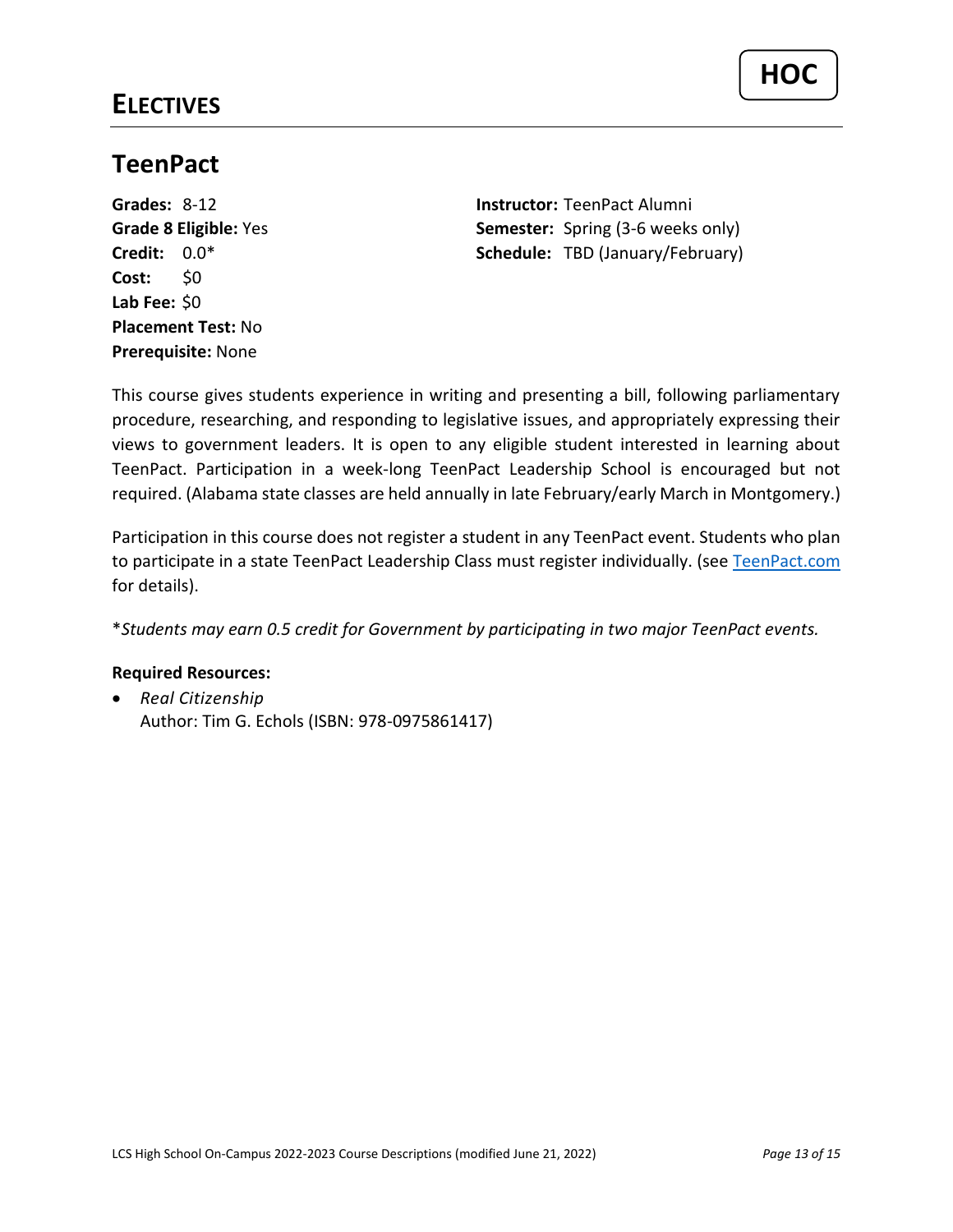# ELECTIVES

**HOC**

## TeenPact

**Grades:** 8-12
**Grade 8 Eligible:** Yes
**Credit:** 0.0*
**Cost:** $0
**Lab Fee:** $0
**Placement Test:** No
**Prerequisite:** None

**Instructor:** TeenPact Alumni
**Semester:** Spring (3-6 weeks only)
**Schedule:** TBD (January/February)

This course gives students experience in writing and presenting a bill, following parliamentary procedure, researching, and responding to legislative issues, and appropriately expressing their views to government leaders. It is open to any eligible student interested in learning about TeenPact. Participation in a week-long TeenPact Leadership School is encouraged but not required. (Alabama state classes are held annually in late February/early March in Montgomery.)

Participation in this course does not register a student in any TeenPact event. Students who plan to participate in a state TeenPact Leadership Class must register individually. (see [TeenPact.com](TeenPact.com) for details).

**Students may earn 0.5 credit for Government by participating in two major TeenPact events.* 

**Required Resources:**

- *Real Citizenship*
  Author: Tim G. Echols (ISBN: 978-0975861417)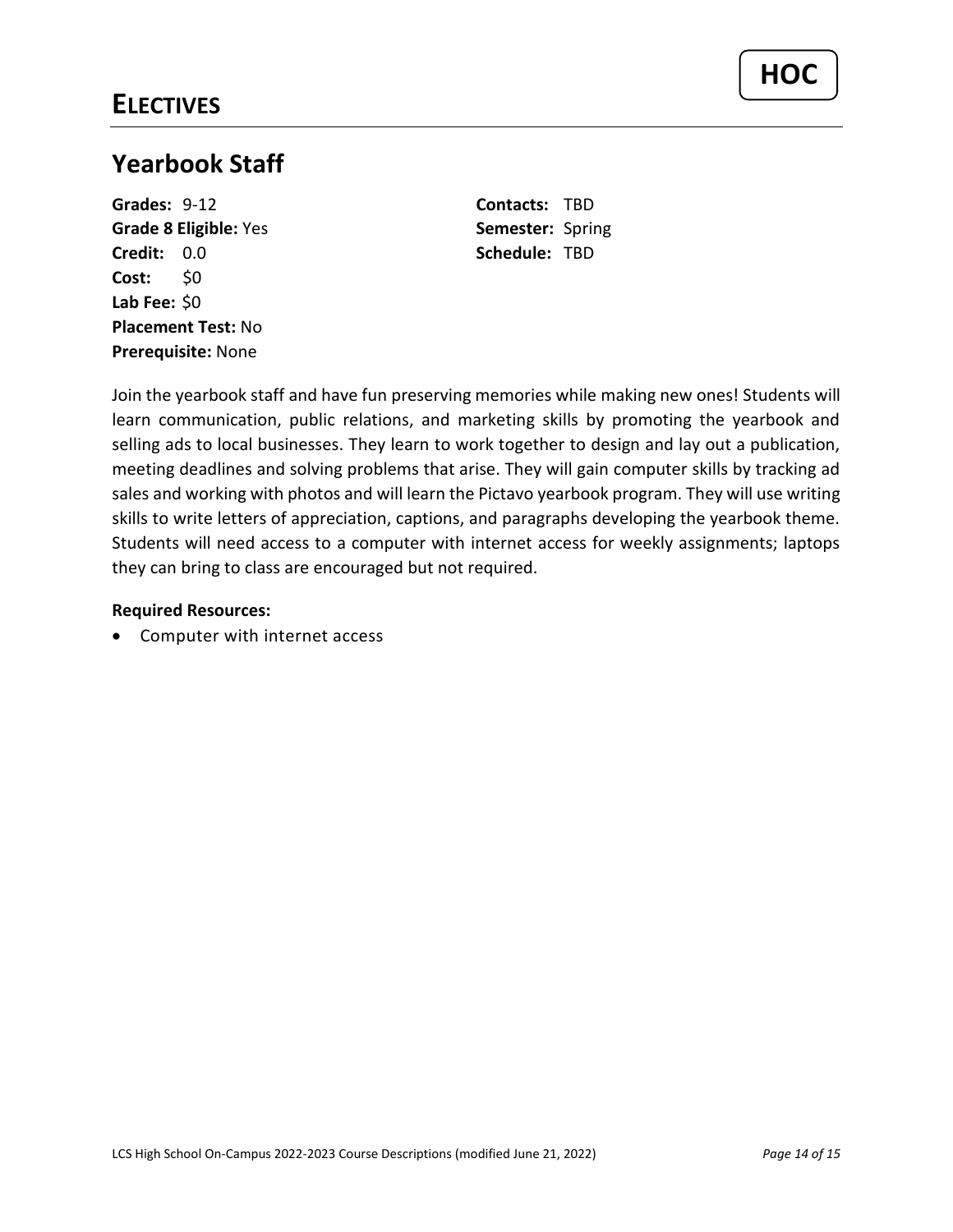# ELECTIVES

**HOC**

## Yearbook Staff

**Grades:** 9-12
**Grade 8 Eligible:** Yes
**Credit:** 0.0
**Cost:** $0
**Lab Fee:** $0
**Placement Test:** No
**Prerequisite:** None

**Contacts:** TBD
**Semester:** Spring
**Schedule:** TBD

Join the yearbook staff and have fun preserving memories while making new ones! Students will learn communication, public relations, and marketing skills by promoting the yearbook and selling ads to local businesses. They learn to work together to design and lay out a publication, meeting deadlines and solving problems that arise. They will gain computer skills by tracking ad sales and working with photos and will learn the Pictavo yearbook program. They will use writing skills to write letters of appreciation, captions, and paragraphs developing the yearbook theme. Students will need access to a computer with internet access for weekly assignments; laptops they can bring to class are encouraged but not required.

**Required Resources:**

- Computer with internet access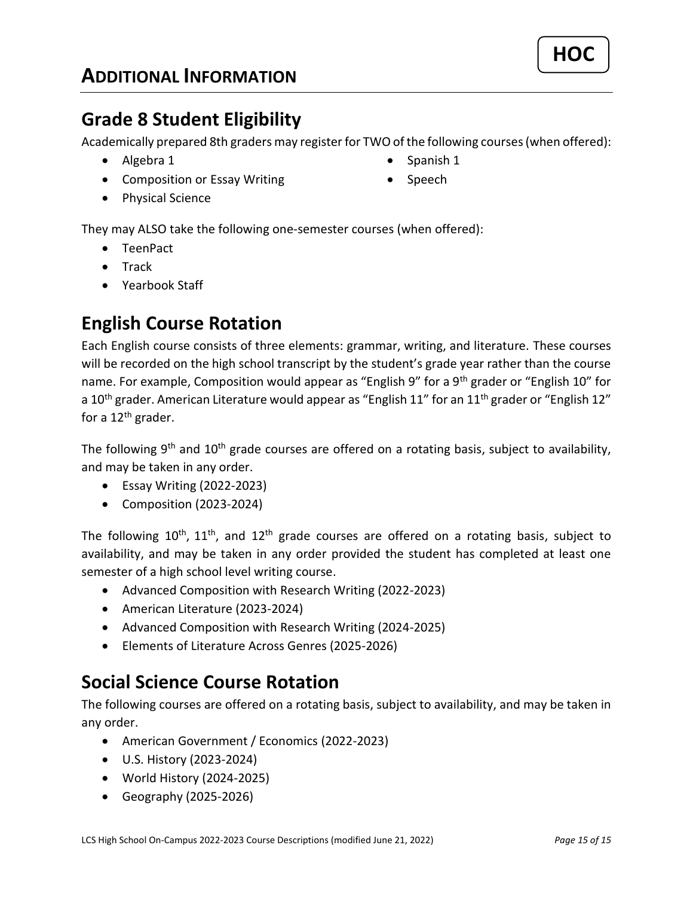# ADDITIONAL INFORMATION

## Grade 8 Student Eligibility

Academically prepared 8th graders may register for TWO of the following courses (when offered):

- Algebra 1
- Composition or Essay Writing
- Physical Science
- Spanish 1
- Speech

They may ALSO take the following one-semester courses (when offered):

- TeenPact
- Track
- Yearbook Staff

## English Course Rotation

Each English course consists of three elements: grammar, writing, and literature. These courses will be recorded on the high school transcript by the student's grade year rather than the course name. For example, Composition would appear as "English 9" for a 9th grader or "English 10" for a 10th grader. American Literature would appear as "English 11" for an 11th grader or "English 12" for a 12th grader.

The following 9th and 10th grade courses are offered on a rotating basis, subject to availability, and may be taken in any order.

- Essay Writing (2022-2023)
- Composition (2023-2024)

The following 10th, 11th, and 12th grade courses are offered on a rotating basis, subject to availability, and may be taken in any order provided the student has completed at least one semester of a high school level writing course.

- Advanced Composition with Research Writing (2022-2023)
- American Literature (2023-2024)
- Advanced Composition with Research Writing (2024-2025)
- Elements of Literature Across Genres (2025-2026)

## Social Science Course Rotation

The following courses are offered on a rotating basis, subject to availability, and may be taken in any order.

- American Government / Economics (2022-2023)
- U.S. History (2023-2024)
- World History (2024-2025)
- Geography (2025-2026)